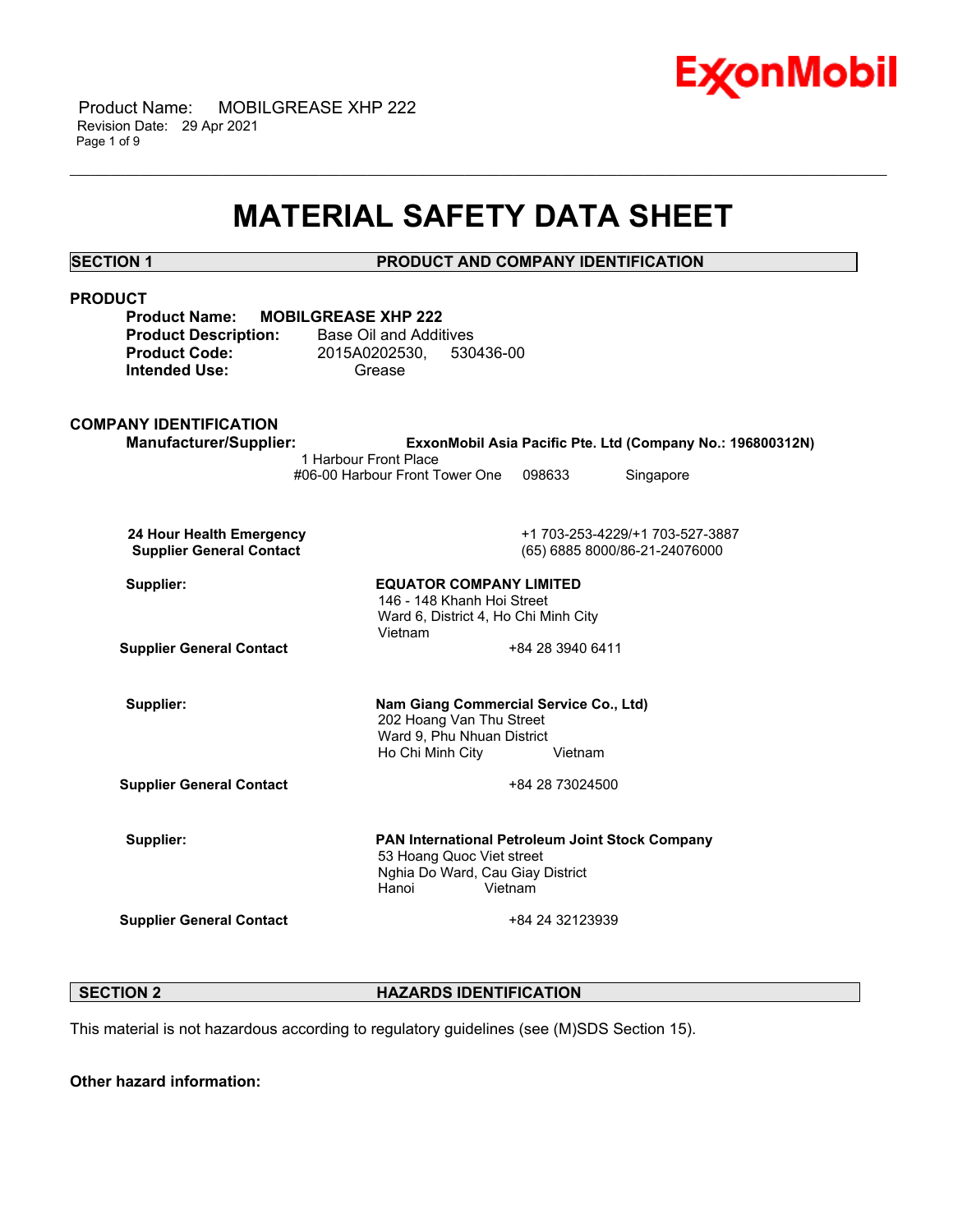# MATERIAL SAFETY DATA SHEET

## SECTION 1 PRODUCT AND COMPANY IDENTIFICATION

### PRODUCT

**Product Name:** **MOBILGREASE XHP 222**
**Product Description:** Base Oil and Additives
**Product Code:** 2015A0202530, 530436-00
**Intended Use:** Grease

### COMPANY IDENTIFICATION

**Manufacturer/Supplier:** **ExxonMobil Asia Pacific Pte. Ltd (Company No.: 196800312N)**
1 Harbour Front Place
#06-00 Harbour Front Tower One 098633 Singapore

**24 Hour Health Emergency** +1 703-253-4229/+1 703-527-3887
**Supplier General Contact** (65) 6885 8000/86-21-24076000

**Supplier:** **EQUATOR COMPANY LIMITED**
146 - 148 Khanh Hoi Street
Ward 6, District 4, Ho Chi Minh City
Vietnam
**Supplier General Contact** +84 28 3940 6411

**Supplier:** **Nam Giang Commercial Service Co., Ltd)**
202 Hoang Van Thu Street
Ward 9, Phu Nhuan District
Ho Chi Minh City Vietnam
**Supplier General Contact** +84 28 73024500

**Supplier:** **PAN International Petroleum Joint Stock Company**
53 Hoang Quoc Viet street
Nghia Do Ward, Cau Giay District
Hanoi Vietnam
**Supplier General Contact** +84 24 32123939

## SECTION 2 HAZARDS IDENTIFICATION

This material is not hazardous according to regulatory guidelines (see (M)SDS Section 15).

**Other hazard information:**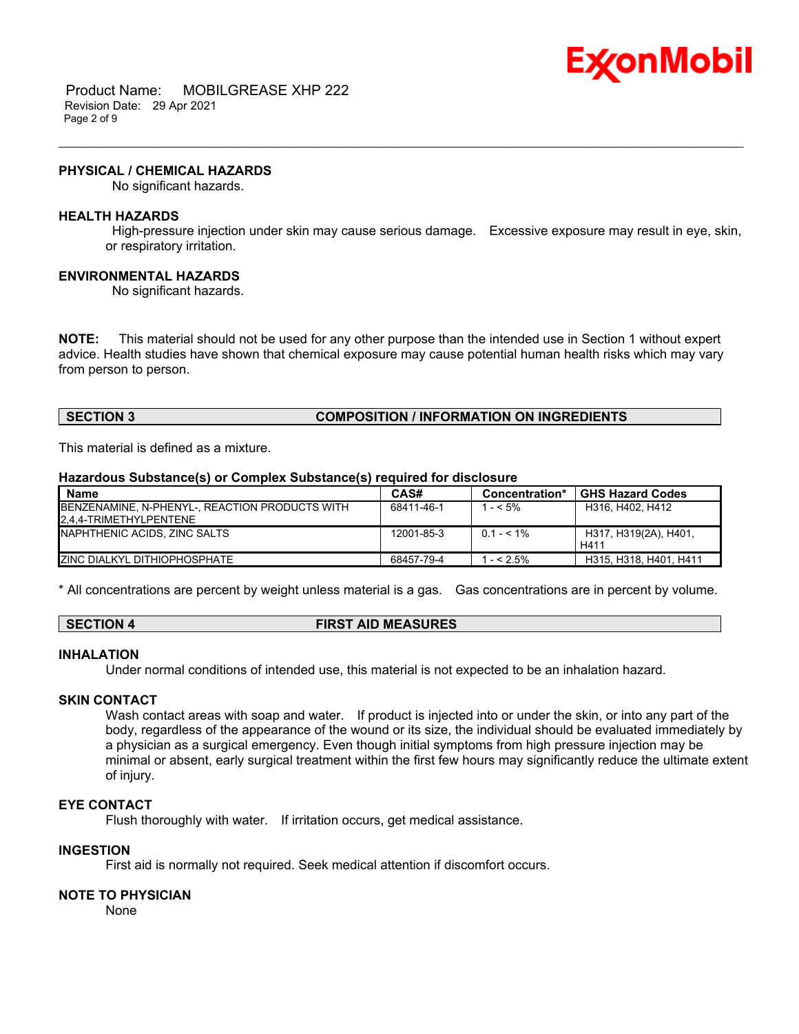### PHYSICAL / CHEMICAL HAZARDS

No significant hazards.

### HEALTH HAZARDS

High-pressure injection under skin may cause serious damage. Excessive exposure may result in eye, skin, or respiratory irritation.

### ENVIRONMENTAL HAZARDS

No significant hazards.

**NOTE:** This material should not be used for any other purpose than the intended use in Section 1 without expert advice. Health studies have shown that chemical exposure may cause potential human health risks which may vary from person to person.

## SECTION 3 COMPOSITION / INFORMATION ON INGREDIENTS

This material is defined as a mixture.

**Hazardous Substance(s) or Complex Substance(s) required for disclosure**

| Name | CAS# | Concentration* | GHS Hazard Codes |
|---|---|---|---|
| BENZENAMINE, N-PHENYL-, REACTION PRODUCTS WITH 2,4,4-TRIMETHYLPENTENE | 68411-46-1 | 1 - < 5% | H316, H402, H412 |
| NAPHTHENIC ACIDS, ZINC SALTS | 12001-85-3 | 0.1 - < 1% | H317, H319(2A), H401, H411 |
| ZINC DIALKYL DITHIOPHOSPHATE | 68457-79-4 | 1 - < 2.5% | H315, H318, H401, H411 |

* All concentrations are percent by weight unless material is a gas. Gas concentrations are in percent by volume.

## SECTION 4 FIRST AID MEASURES

### INHALATION

Under normal conditions of intended use, this material is not expected to be an inhalation hazard.

### SKIN CONTACT

Wash contact areas with soap and water. If product is injected into or under the skin, or into any part of the body, regardless of the appearance of the wound or its size, the individual should be evaluated immediately by a physician as a surgical emergency. Even though initial symptoms from high pressure injection may be minimal or absent, early surgical treatment within the first few hours may significantly reduce the ultimate extent of injury.

### EYE CONTACT

Flush thoroughly with water. If irritation occurs, get medical assistance.

### INGESTION

First aid is normally not required. Seek medical attention if discomfort occurs.

### NOTE TO PHYSICIAN

None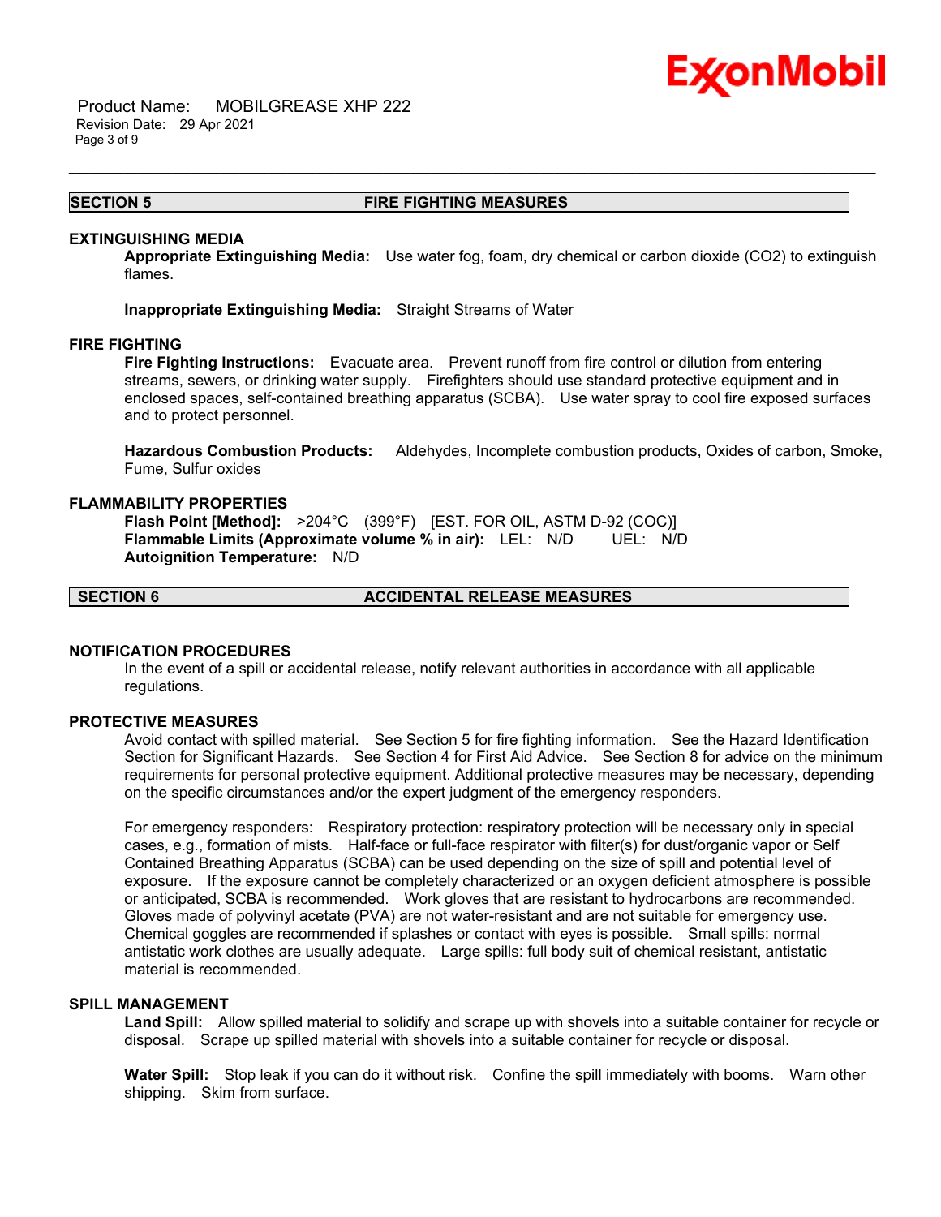## SECTION 5 FIRE FIGHTING MEASURES

### EXTINGUISHING MEDIA

**Appropriate Extinguishing Media:** Use water fog, foam, dry chemical or carbon dioxide ($CO_2$) to extinguish flames.

**Inappropriate Extinguishing Media:** Straight Streams of Water

### FIRE FIGHTING

**Fire Fighting Instructions:** Evacuate area. Prevent runoff from fire control or dilution from entering streams, sewers, or drinking water supply. Firefighters should use standard protective equipment and in enclosed spaces, self-contained breathing apparatus (SCBA). Use water spray to cool fire exposed surfaces and to protect personnel.

**Hazardous Combustion Products:** Aldehydes, Incomplete combustion products, Oxides of carbon, Smoke, Fume, Sulfur oxides

### FLAMMABILITY PROPERTIES

**Flash Point [Method]:** >204°C (399°F) [EST. FOR OIL, ASTM D-92 (COC)]
**Flammable Limits (Approximate volume % in air):** LEL: N/D UEL: N/D
**Autoignition Temperature:** N/D

## SECTION 6 ACCIDENTAL RELEASE MEASURES

### NOTIFICATION PROCEDURES

In the event of a spill or accidental release, notify relevant authorities in accordance with all applicable regulations.

### PROTECTIVE MEASURES

Avoid contact with spilled material. See Section 5 for fire fighting information. See the Hazard Identification Section for Significant Hazards. See Section 4 for First Aid Advice. See Section 8 for advice on the minimum requirements for personal protective equipment. Additional protective measures may be necessary, depending on the specific circumstances and/or the expert judgment of the emergency responders.

For emergency responders: Respiratory protection: respiratory protection will be necessary only in special cases, e.g., formation of mists. Half-face or full-face respirator with filter(s) for dust/organic vapor or Self Contained Breathing Apparatus (SCBA) can be used depending on the size of spill and potential level of exposure. If the exposure cannot be completely characterized or an oxygen deficient atmosphere is possible or anticipated, SCBA is recommended. Work gloves that are resistant to hydrocarbons are recommended. Gloves made of polyvinyl acetate (PVA) are not water-resistant and are not suitable for emergency use. Chemical goggles are recommended if splashes or contact with eyes is possible. Small spills: normal antistatic work clothes are usually adequate. Large spills: full body suit of chemical resistant, antistatic material is recommended.

### SPILL MANAGEMENT

**Land Spill:** Allow spilled material to solidify and scrape up with shovels into a suitable container for recycle or disposal. Scrape up spilled material with shovels into a suitable container for recycle or disposal.

**Water Spill:** Stop leak if you can do it without risk. Confine the spill immediately with booms. Warn other shipping. Skim from surface.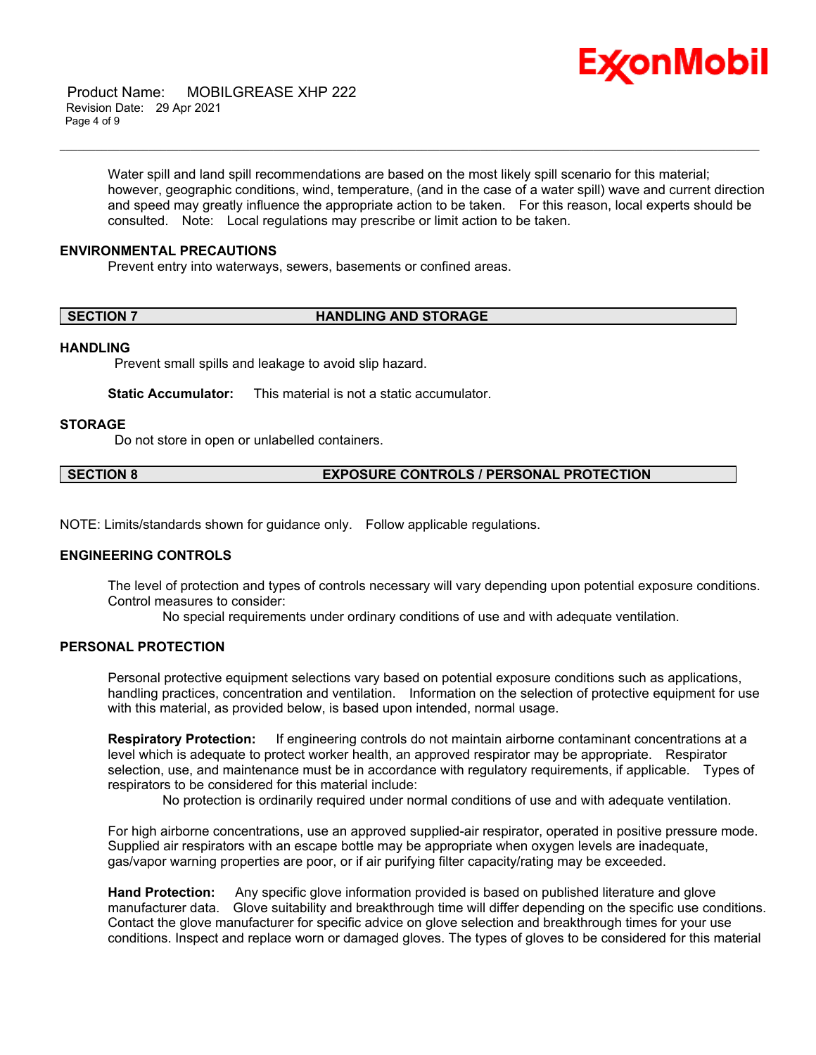Water spill and land spill recommendations are based on the most likely spill scenario for this material; however, geographic conditions, wind, temperature, (and in the case of a water spill) wave and current direction and speed may greatly influence the appropriate action to be taken. For this reason, local experts should be consulted. Note: Local regulations may prescribe or limit action to be taken.

### ENVIRONMENTAL PRECAUTIONS

Prevent entry into waterways, sewers, basements or confined areas.

## SECTION 7 HANDLING AND STORAGE

### HANDLING

Prevent small spills and leakage to avoid slip hazard.

**Static Accumulator:** This material is not a static accumulator.

### STORAGE

Do not store in open or unlabelled containers.

## SECTION 8 EXPOSURE CONTROLS / PERSONAL PROTECTION

NOTE: Limits/standards shown for guidance only. Follow applicable regulations.

### ENGINEERING CONTROLS

The level of protection and types of controls necessary will vary depending upon potential exposure conditions. Control measures to consider:

No special requirements under ordinary conditions of use and with adequate ventilation.

### PERSONAL PROTECTION

Personal protective equipment selections vary based on potential exposure conditions such as applications, handling practices, concentration and ventilation. Information on the selection of protective equipment for use with this material, as provided below, is based upon intended, normal usage.

**Respiratory Protection:** If engineering controls do not maintain airborne contaminant concentrations at a level which is adequate to protect worker health, an approved respirator may be appropriate. Respirator selection, use, and maintenance must be in accordance with regulatory requirements, if applicable. Types of respirators to be considered for this material include:

No protection is ordinarily required under normal conditions of use and with adequate ventilation.

For high airborne concentrations, use an approved supplied-air respirator, operated in positive pressure mode. Supplied air respirators with an escape bottle may be appropriate when oxygen levels are inadequate, gas/vapor warning properties are poor, or if air purifying filter capacity/rating may be exceeded.

**Hand Protection:** Any specific glove information provided is based on published literature and glove manufacturer data. Glove suitability and breakthrough time will differ depending on the specific use conditions. Contact the glove manufacturer for specific advice on glove selection and breakthrough times for your use conditions. Inspect and replace worn or damaged gloves. The types of gloves to be considered for this material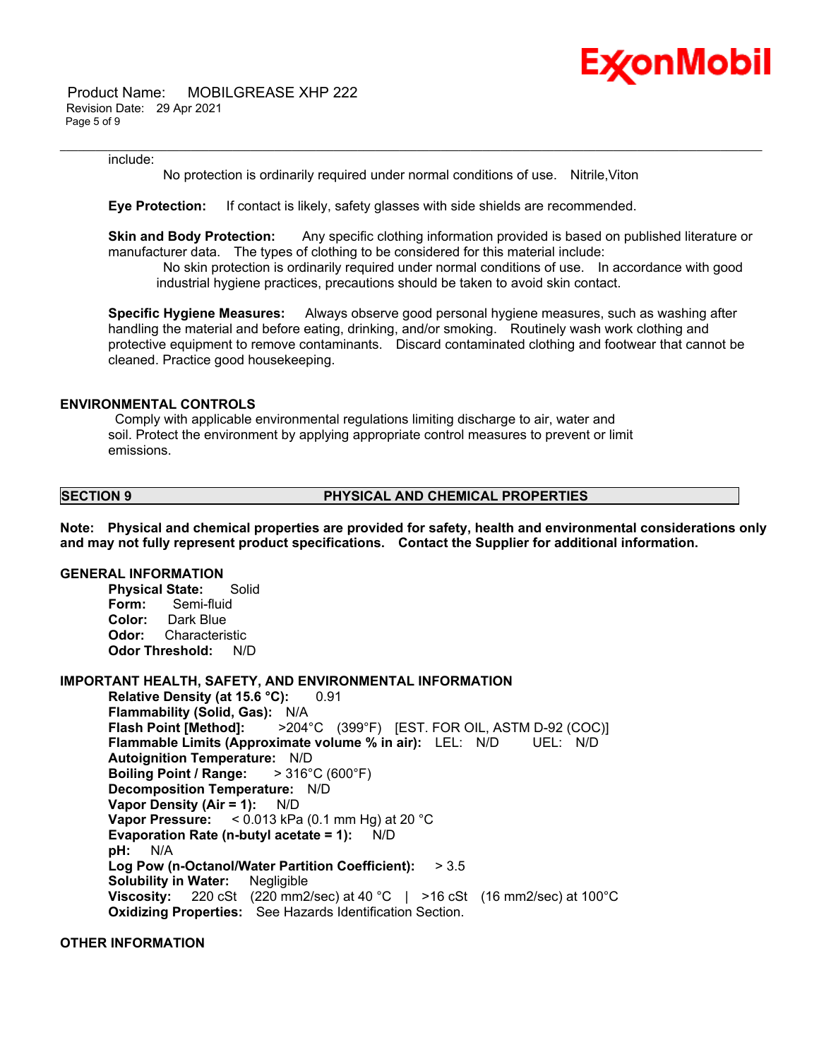include:

No protection is ordinarily required under normal conditions of use. Nitrile,Viton

**Eye Protection:** If contact is likely, safety glasses with side shields are recommended.

**Skin and Body Protection:** Any specific clothing information provided is based on published literature or manufacturer data. The types of clothing to be considered for this material include:

No skin protection is ordinarily required under normal conditions of use. In accordance with good industrial hygiene practices, precautions should be taken to avoid skin contact.

**Specific Hygiene Measures:** Always observe good personal hygiene measures, such as washing after handling the material and before eating, drinking, and/or smoking. Routinely wash work clothing and protective equipment to remove contaminants. Discard contaminated clothing and footwear that cannot be cleaned. Practice good housekeeping.

## ENVIRONMENTAL CONTROLS

Comply with applicable environmental regulations limiting discharge to air, water and soil. Protect the environment by applying appropriate control measures to prevent or limit emissions.

## SECTION 9 PHYSICAL AND CHEMICAL PROPERTIES

**Note: Physical and chemical properties are provided for safety, health and environmental considerations only and may not fully represent product specifications. Contact the Supplier for additional information.**

### GENERAL INFORMATION

**Physical State:** Solid
**Form:** Semi-fluid
**Color:** Dark Blue
**Odor:** Characteristic
**Odor Threshold:** N/D

### IMPORTANT HEALTH, SAFETY, AND ENVIRONMENTAL INFORMATION

**Relative Density (at 15.6 °C):** 0.91
**Flammability (Solid, Gas):** N/A
**Flash Point [Method]:** >204°C (399°F) [EST. FOR OIL, ASTM D-92 (COC)]
**Flammable Limits (Approximate volume % in air):** LEL: N/D UEL: N/D
**Autoignition Temperature:** N/D
**Boiling Point / Range:** > 316°C (600°F)
**Decomposition Temperature:** N/D
**Vapor Density (Air = 1):** N/D
**Vapor Pressure:** < 0.013 kPa (0.1 mm Hg) at 20 °C
**Evaporation Rate (n-butyl acetate = 1):** N/D
**pH:** N/A
**Log Pow (n-Octanol/Water Partition Coefficient):** > 3.5
**Solubility in Water:** Negligible
**Viscosity:** 220 cSt (220 mm2/sec) at 40 °C | >16 cSt (16 mm2/sec) at 100°C
**Oxidizing Properties:** See Hazards Identification Section.

### OTHER INFORMATION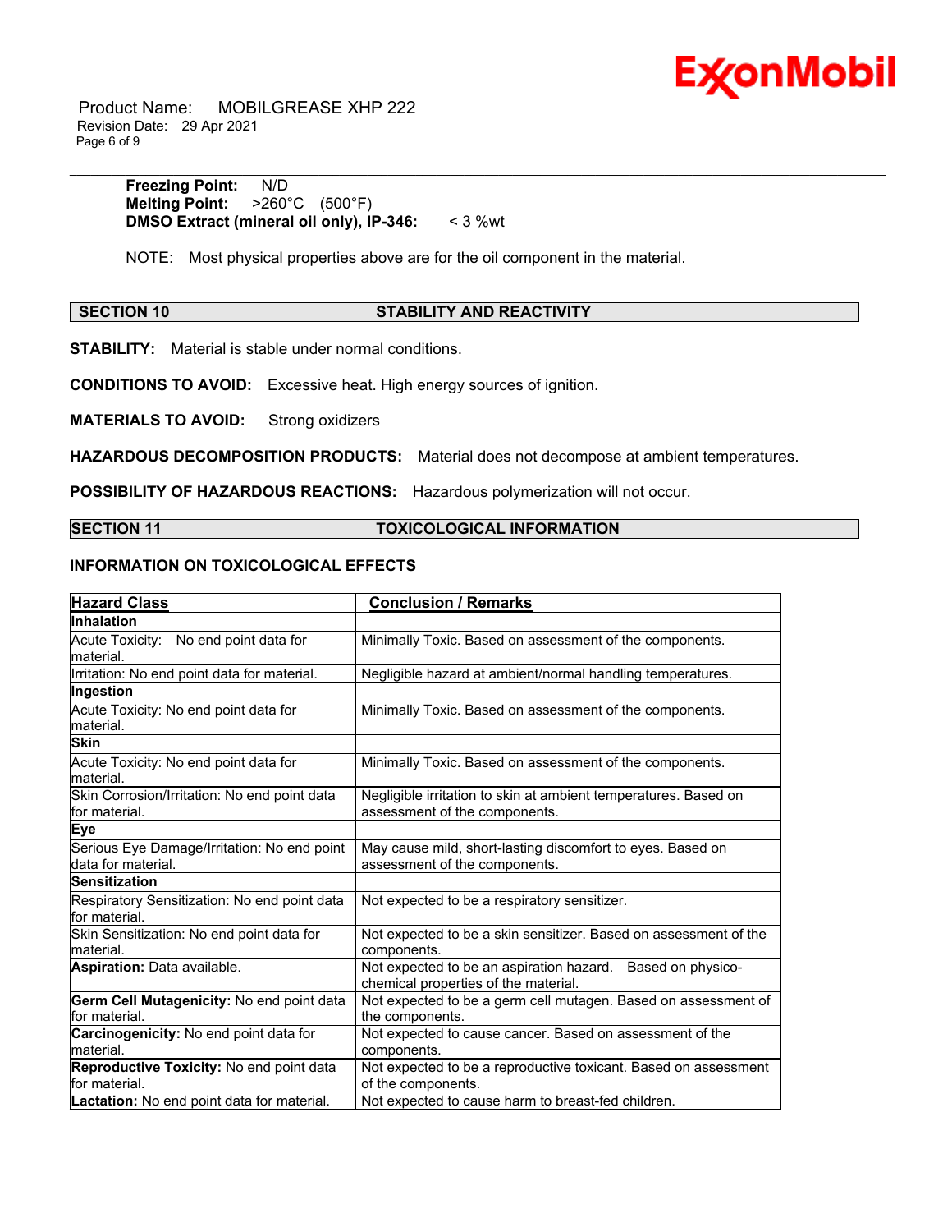**Freezing Point:** N/D
**Melting Point:** >260°C (500°F)
**DMSO Extract (mineral oil only), IP-346:** < 3 %wt

NOTE: Most physical properties above are for the oil component in the material.

## SECTION 10 STABILITY AND REACTIVITY

**STABILITY:** Material is stable under normal conditions.

**CONDITIONS TO AVOID:** Excessive heat. High energy sources of ignition.

**MATERIALS TO AVOID:** Strong oxidizers

**HAZARDOUS DECOMPOSITION PRODUCTS:** Material does not decompose at ambient temperatures.

**POSSIBILITY OF HAZARDOUS REACTIONS:** Hazardous polymerization will not occur.

## SECTION 11 TOXICOLOGICAL INFORMATION

### INFORMATION ON TOXICOLOGICAL EFFECTS

| Hazard Class | Conclusion / Remarks |
|---|---|
| **Inhalation** | |
| Acute Toxicity: No end point data for material. | Minimally Toxic. Based on assessment of the components. |
| Irritation: No end point data for material. | Negligible hazard at ambient/normal handling temperatures. |
| **Ingestion** | |
| Acute Toxicity: No end point data for material. | Minimally Toxic. Based on assessment of the components. |
| **Skin** | |
| Acute Toxicity: No end point data for material. | Minimally Toxic. Based on assessment of the components. |
| Skin Corrosion/Irritation: No end point data for material. | Negligible irritation to skin at ambient temperatures. Based on assessment of the components. |
| **Eye** | |
| Serious Eye Damage/Irritation: No end point data for material. | May cause mild, short-lasting discomfort to eyes. Based on assessment of the components. |
| **Sensitization** | |
| Respiratory Sensitization: No end point data for material. | Not expected to be a respiratory sensitizer. |
| Skin Sensitization: No end point data for material. | Not expected to be a skin sensitizer. Based on assessment of the components. |
| **Aspiration:** Data available. | Not expected to be an aspiration hazard. Based on physico-chemical properties of the material. |
| **Germ Cell Mutagenicity:** No end point data for material. | Not expected to be a germ cell mutagen. Based on assessment of the components. |
| **Carcinogenicity:** No end point data for material. | Not expected to cause cancer. Based on assessment of the components. |
| **Reproductive Toxicity:** No end point data for material. | Not expected to be a reproductive toxicant. Based on assessment of the components. |
| **Lactation:** No end point data for material. | Not expected to cause harm to breast-fed children. |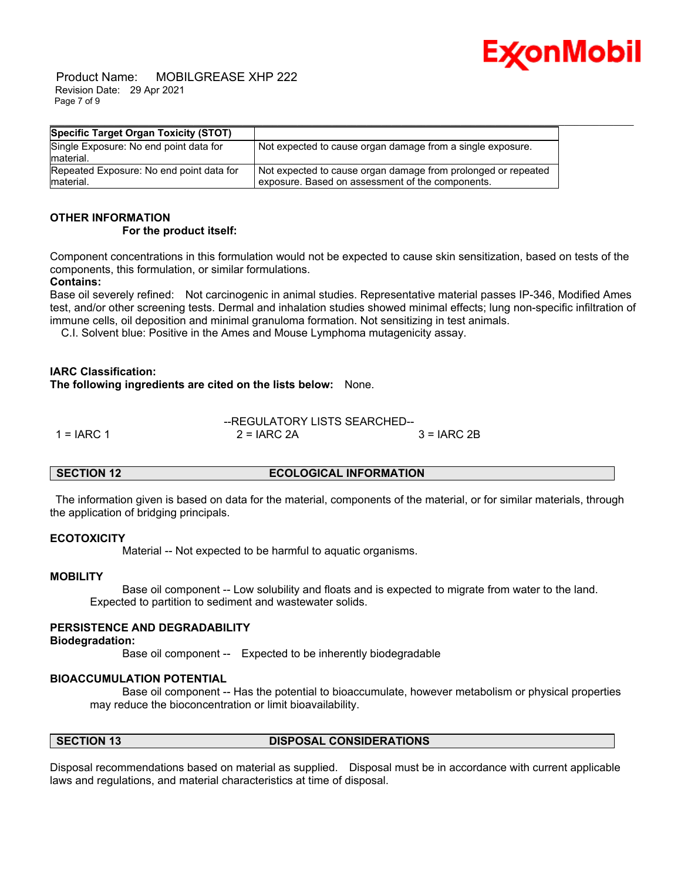| Specific Target Organ Toxicity (STOT) | |
|---|---|
| Single Exposure: No end point data for material. | Not expected to cause organ damage from a single exposure. |
| Repeated Exposure: No end point data for material. | Not expected to cause organ damage from prolonged or repeated exposure. Based on assessment of the components. |

### OTHER INFORMATION

**For the product itself:**

Component concentrations in this formulation would not be expected to cause skin sensitization, based on tests of the components, this formulation, or similar formulations.

**Contains:**

Base oil severely refined: Not carcinogenic in animal studies. Representative material passes IP-346, Modified Ames test, and/or other screening tests. Dermal and inhalation studies showed minimal effects; lung non-specific infiltration of immune cells, oil deposition and minimal granuloma formation. Not sensitizing in test animals.

C.I. Solvent blue: Positive in the Ames and Mouse Lymphoma mutagenicity assay.

**IARC Classification:**

**The following ingredients are cited on the lists below:** None.

--REGULATORY LISTS SEARCHED--

1 = IARC 1 &nbsp;&nbsp;&nbsp; 2 = IARC 2A &nbsp;&nbsp;&nbsp; 3 = IARC 2B

## SECTION 12 ECOLOGICAL INFORMATION

The information given is based on data for the material, components of the material, or for similar materials, through the application of bridging principals.

### ECOTOXICITY

Material -- Not expected to be harmful to aquatic organisms.

### MOBILITY

Base oil component -- Low solubility and floats and is expected to migrate from water to the land. Expected to partition to sediment and wastewater solids.

### PERSISTENCE AND DEGRADABILITY

**Biodegradation:**

Base oil component -- Expected to be inherently biodegradable

### BIOACCUMULATION POTENTIAL

Base oil component -- Has the potential to bioaccumulate, however metabolism or physical properties may reduce the bioconcentration or limit bioavailability.

## SECTION 13 DISPOSAL CONSIDERATIONS

Disposal recommendations based on material as supplied. Disposal must be in accordance with current applicable laws and regulations, and material characteristics at time of disposal.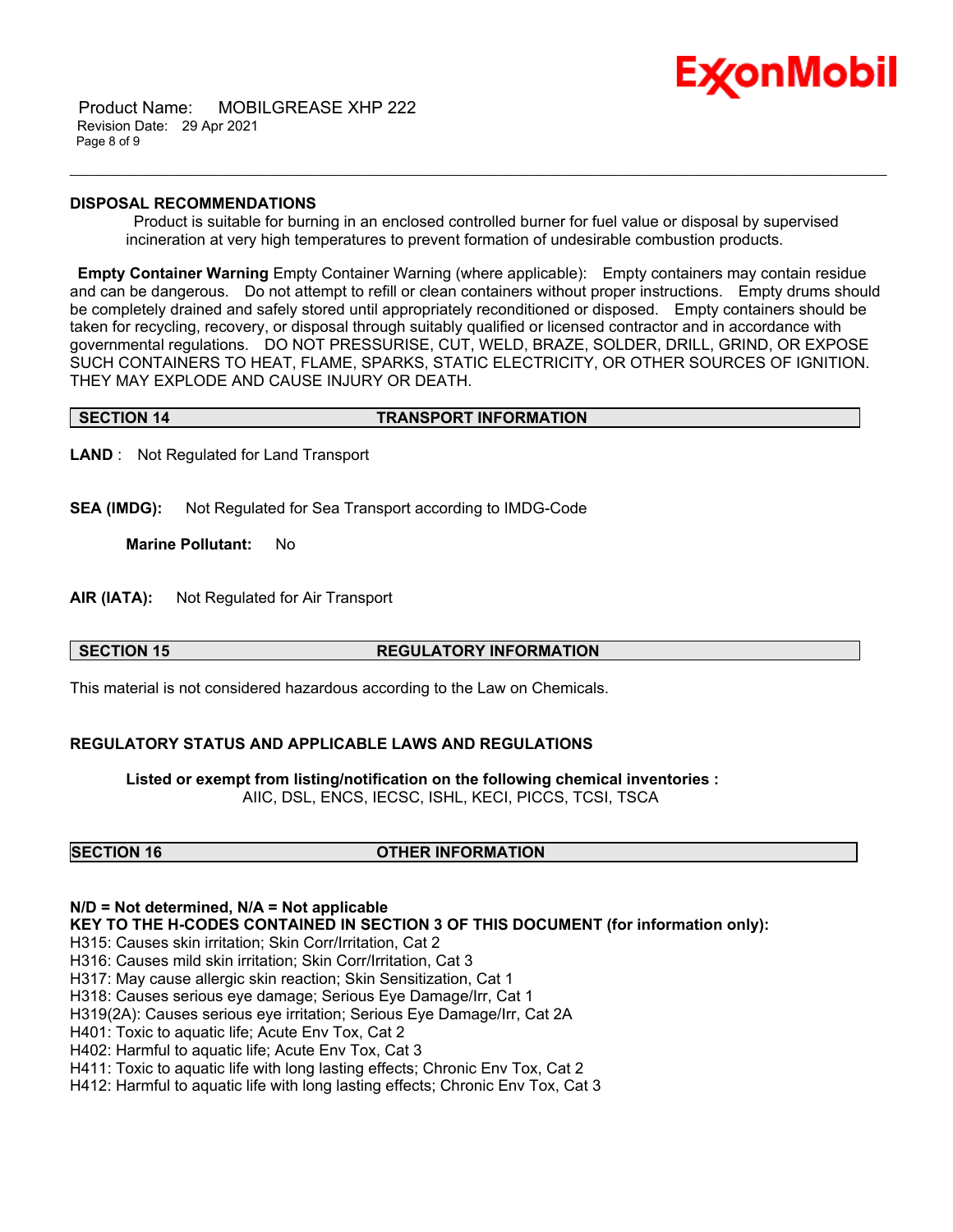### DISPOSAL RECOMMENDATIONS

Product is suitable for burning in an enclosed controlled burner for fuel value or disposal by supervised incineration at very high temperatures to prevent formation of undesirable combustion products.

**Empty Container Warning** Empty Container Warning (where applicable): Empty containers may contain residue and can be dangerous. Do not attempt to refill or clean containers without proper instructions. Empty drums should be completely drained and safely stored until appropriately reconditioned or disposed. Empty containers should be taken for recycling, recovery, or disposal through suitably qualified or licensed contractor and in accordance with governmental regulations. DO NOT PRESSURISE, CUT, WELD, BRAZE, SOLDER, DRILL, GRIND, OR EXPOSE SUCH CONTAINERS TO HEAT, FLAME, SPARKS, STATIC ELECTRICITY, OR OTHER SOURCES OF IGNITION. THEY MAY EXPLODE AND CAUSE INJURY OR DEATH.

## SECTION 14 TRANSPORT INFORMATION

**LAND** : Not Regulated for Land Transport

**SEA (IMDG):** Not Regulated for Sea Transport according to IMDG-Code

**Marine Pollutant:** No

**AIR (IATA):** Not Regulated for Air Transport

## SECTION 15 REGULATORY INFORMATION

This material is not considered hazardous according to the Law on Chemicals.

### REGULATORY STATUS AND APPLICABLE LAWS AND REGULATIONS

**Listed or exempt from listing/notification on the following chemical inventories :**
AIIC, DSL, ENCS, IECSC, ISHL, KECI, PICCS, TCSI, TSCA

## SECTION 16 OTHER INFORMATION

**N/D = Not determined, N/A = Not applicable**

**KEY TO THE H-CODES CONTAINED IN SECTION 3 OF THIS DOCUMENT (for information only):**

H315: Causes skin irritation; Skin Corr/Irritation, Cat 2
H316: Causes mild skin irritation; Skin Corr/Irritation, Cat 3
H317: May cause allergic skin reaction; Skin Sensitization, Cat 1
H318: Causes serious eye damage; Serious Eye Damage/Irr, Cat 1
H319(2A): Causes serious eye irritation; Serious Eye Damage/Irr, Cat 2A
H401: Toxic to aquatic life; Acute Env Tox, Cat 2
H402: Harmful to aquatic life; Acute Env Tox, Cat 3
H411: Toxic to aquatic life with long lasting effects; Chronic Env Tox, Cat 2
H412: Harmful to aquatic life with long lasting effects; Chronic Env Tox, Cat 3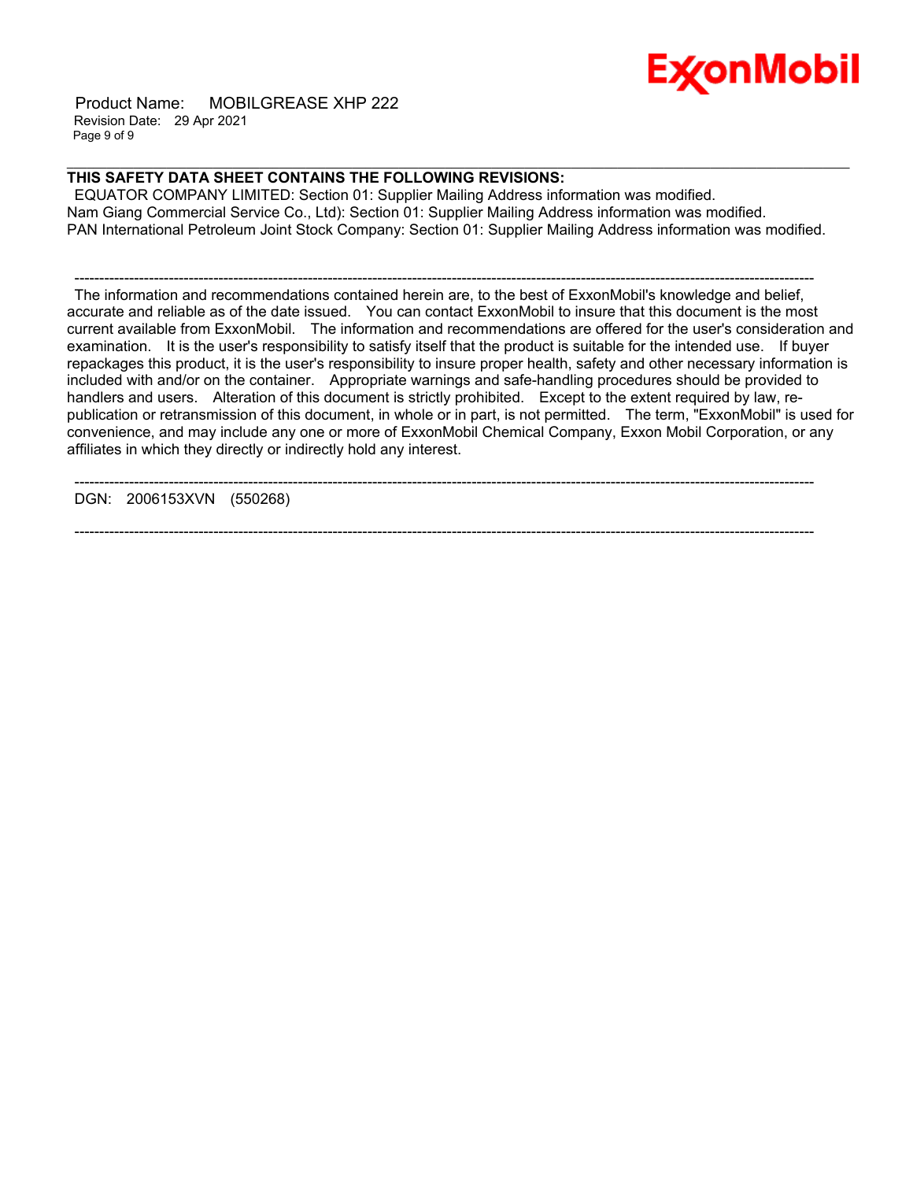**THIS SAFETY DATA SHEET CONTAINS THE FOLLOWING REVISIONS:**

EQUATOR COMPANY LIMITED: Section 01: Supplier Mailing Address information was modified.
Nam Giang Commercial Service Co., Ltd): Section 01: Supplier Mailing Address information was modified.
PAN International Petroleum Joint Stock Company: Section 01: Supplier Mailing Address information was modified.

-----------------------------------------------------------------------------------------------------------------------------------------------------

The information and recommendations contained herein are, to the best of ExxonMobil's knowledge and belief, accurate and reliable as of the date issued. You can contact ExxonMobil to insure that this document is the most current available from ExxonMobil. The information and recommendations are offered for the user's consideration and examination. It is the user's responsibility to satisfy itself that the product is suitable for the intended use. If buyer repackages this product, it is the user's responsibility to insure proper health, safety and other necessary information is included with and/or on the container. Appropriate warnings and safe-handling procedures should be provided to handlers and users. Alteration of this document is strictly prohibited. Except to the extent required by law, re-publication or retransmission of this document, in whole or in part, is not permitted. The term, "ExxonMobil" is used for convenience, and may include any one or more of ExxonMobil Chemical Company, Exxon Mobil Corporation, or any affiliates in which they directly or indirectly hold any interest.

-----------------------------------------------------------------------------------------------------------------------------------------------------

DGN: 2006153XVN (550268)

-----------------------------------------------------------------------------------------------------------------------------------------------------